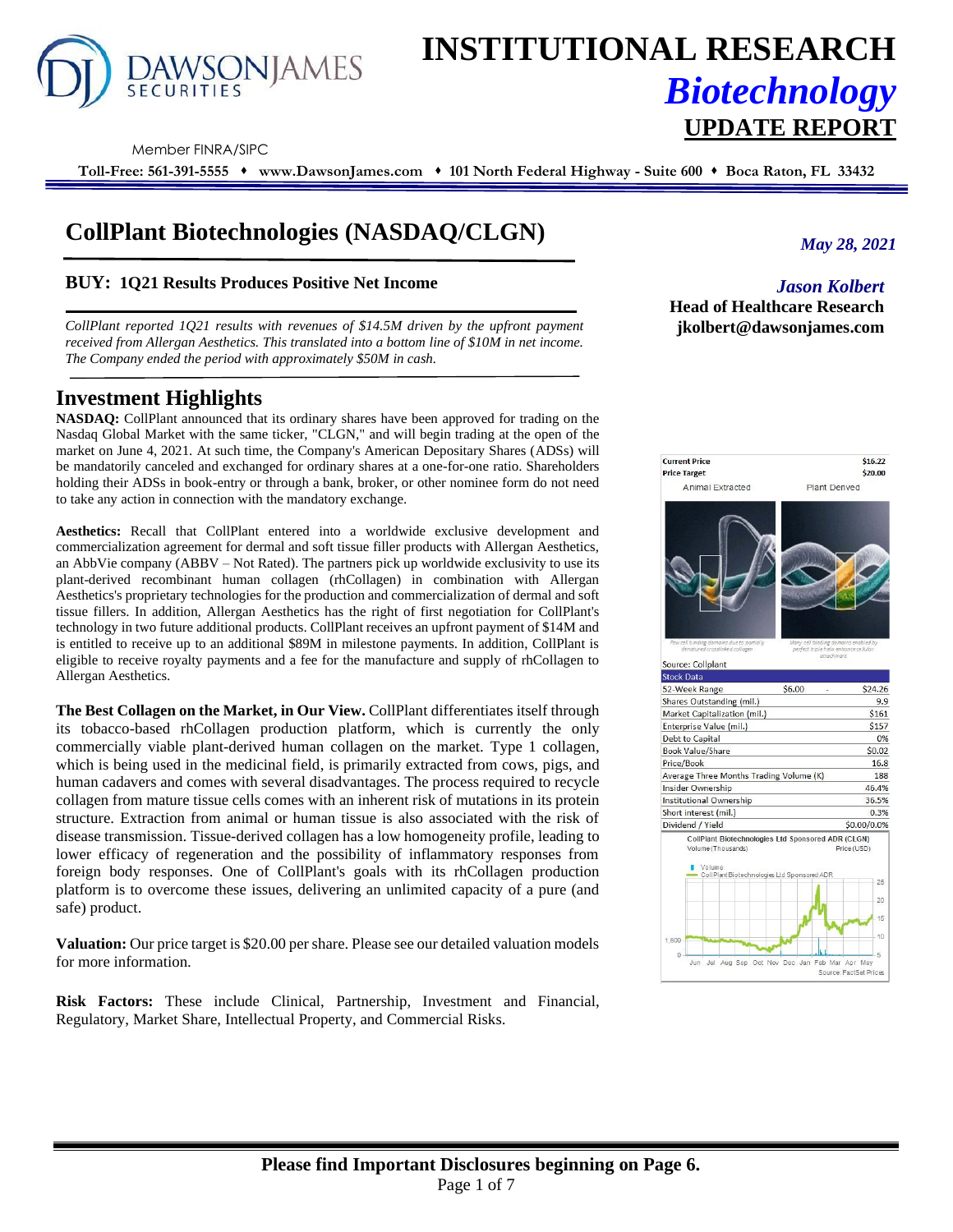# INSTITUTIONAL RESEARCH

## *Biotechnology*

## UPDATE REPORT

Member FINRA/SIPC

**Toll-Free: 561-391-5555 ♦ www.DawsonJames.com ♦ 101 North Federal Highway - Suite 600 ♦ Boca Raton, FL 33432**

# CollPlant Biotechnologies (NASDAQ/CLGN)

*May 28, 2021*

### BUY: 1Q21 Results Produces Positive Net Income

***Jason Kolbert***
**Head of Healthcare Research**
**jkolbert@dawsonjames.com**

*CollPlant reported 1Q21 results with revenues of $14.5M driven by the upfront payment received from Allergan Aesthetics. This translated into a bottom line of $10M in net income. The Company ended the period with approximately $50M in cash.*

## Investment Highlights

**NASDAQ:** CollPlant announced that its ordinary shares have been approved for trading on the Nasdaq Global Market with the same ticker, "CLGN," and will begin trading at the open of the market on June 4, 2021. At such time, the Company's American Depositary Shares (ADSs) will be mandatorily canceled and exchanged for ordinary shares at a one-for-one ratio. Shareholders holding their ADSs in book-entry or through a bank, broker, or other nominee form do not need to take any action in connection with the mandatory exchange.

**Aesthetics:** Recall that CollPlant entered into a worldwide exclusive development and commercialization agreement for dermal and soft tissue filler products with Allergan Aesthetics, an AbbVie company (ABBV – Not Rated). The partners pick up worldwide exclusivity to use its plant-derived recombinant human collagen (rhCollagen) in combination with Allergan Aesthetics's proprietary technologies for the production and commercialization of dermal and soft tissue fillers. In addition, Allergan Aesthetics has the right of first negotiation for CollPlant's technology in two future additional products. CollPlant receives an upfront payment of $14M and is entitled to receive up to an additional $89M in milestone payments. In addition, CollPlant is eligible to receive royalty payments and a fee for the manufacture and supply of rhCollagen to Allergan Aesthetics.

**The Best Collagen on the Market, in Our View.** CollPlant differentiates itself through its tobacco-based rhCollagen production platform, which is currently the only commercially viable plant-derived human collagen on the market. Type 1 collagen, which is being used in the medicinal field, is primarily extracted from cows, pigs, and human cadavers and comes with several disadvantages. The process required to recycle collagen from mature tissue cells comes with an inherent risk of mutations in its protein structure. Extraction from animal or human tissue is also associated with the risk of disease transmission. Tissue-derived collagen has a low homogeneity profile, leading to lower efficacy of regeneration and the possibility of inflammatory responses from foreign body responses. One of CollPlant's goals with its rhCollagen production platform is to overcome these issues, delivering an unlimited capacity of a pure (and safe) product.

**Valuation:** Our price target is $20.00 per share. Please see our detailed valuation models for more information.

**Risk Factors:** These include Clinical, Partnership, Investment and Financial, Regulatory, Market Share, Intellectual Property, and Commercial Risks.

| | |
|---|---|
| **Current Price** | **$16.22** |
| **Price Target** | **$20.00** |

Animal Extracted | Plant Derived

Few cell binding domains due to partially denatured crosslinked collagen | Many cell binding domains enabled by perfect triple helix enhance cellular attachment

Source: Collplant

| Stock Data | | |
|---|---|---|
| 52-Week Range | $6.00 - | $24.26 |
| Shares Outstanding (mil.) | | 9.9 |
| Market Capitalization (mil.) | | $161 |
| Enterprise Value (mil.) | | $157 |
| Debt to Capital | | 0% |
| Book Value/Share | | $0.02 |
| Price/Book | | 16.8 |
| Average Three Months Trading Volume (K) | | 188 |
| Insider Ownership | | 46.4% |
| Institutional Ownership | | 36.5% |
| Short interest (mil.) | | 0.3% |
| Dividend / Yield | | $0.00/0.0% |

CollPlant Biotechnologies Ltd Sponsored ADR (CLGN)

Source: FactSet Prices

**Please find Important Disclosures beginning on Page 6.**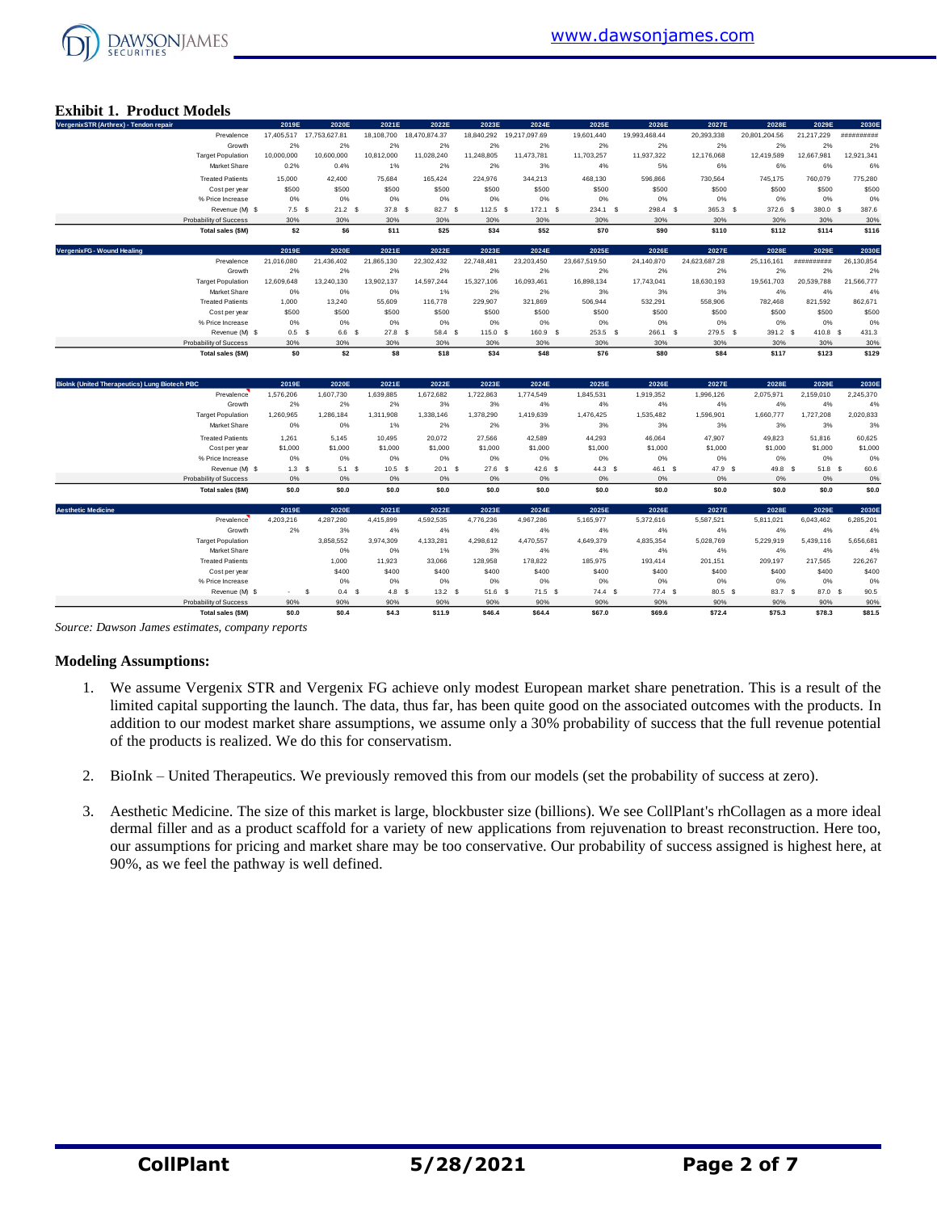## Exhibit 1. Product Models

| VergenixSTR (Arthrex) - Tendon repair | 2019E | 2020E | 2021E | 2022E | 2023E | 2024E | 2025E | 2026E | 2027E | 2028E | 2029E | 2030E |
|---|---|---|---|---|---|---|---|---|---|---|---|---|
| Prevalence | 17,405,517 | 17,753,627.81 | 18,108,700 | 18,470,874.37 | 18,840,292 | 19,217,097.69 | 19,601,440 | 19,993,468.44 | 20,393,338 | 20,801,204.56 | 21,217,229 | ########## |
| Growth | 2% | 2% | 2% | 2% | 2% | 2% | 2% | 2% | 2% | 2% | 2% | 2% |
| Target Population | 10,000,000 | 10,600,000 | 10,812,000 | 11,028,240 | 11,248,805 | 11,473,781 | 11,703,257 | 11,937,322 | 12,176,068 | 12,419,589 | 12,667,981 | 12,921,341 |
| Market Share | 0.2% | 0.4% | 1% | 2% | 2% | 3% | 4% | 5% | 6% | 6% | 6% | 6% |
| Treated Patients | 15,000 | 42,400 | 75,684 | 165,424 | 224,976 | 344,213 | 468,130 | 596,866 | 730,564 | 745,175 | 760,079 | 775,280 |
| Cost per year | $500 | $500 | $500 | $500 | $500 | $500 | $500 | $500 | $500 | $500 | $500 | $500 |
| % Price Increase | 0% | 0% | 0% | 0% | 0% | 0% | 0% | 0% | 0% | 0% | 0% | 0% |
| Revenue (M) $ | 7.5 | $ 21.2 | $ 37.8 | $ 82.7 | $ 112.5 | $ 172.1 | $ 234.1 | $ 298.4 | $ 365.3 | $ 372.6 | $ 380.0 | $ 387.6 |
| Probability of Success | 30% | 30% | 30% | 30% | 30% | 30% | 30% | 30% | 30% | 30% | 30% | 30% |
| **Total sales ($M)** | **$2** | **$6** | **$11** | **$25** | **$34** | **$52** | **$70** | **$90** | **$110** | **$112** | **$114** | **$116** |

| VergenixFG - Wound Healing | 2019E | 2020E | 2021E | 2022E | 2023E | 2024E | 2025E | 2026E | 2027E | 2028E | 2029E | 2030E |
|---|---|---|---|---|---|---|---|---|---|---|---|---|
| Prevalence | 21,016,080 | 21,436,402 | 21,865,130 | 22,302,432 | 22,748,481 | 23,203,450 | 23,667,519.50 | 24,140,870 | 24,623,687.28 | 25,116,161 | ########## | 26,130,854 |
| Growth | 2% | 2% | 2% | 2% | 2% | 2% | 2% | 2% | 2% | 2% | 2% | 2% |
| Target Population | 12,609,648 | 13,240,130 | 13,902,137 | 14,597,244 | 15,327,106 | 16,093,461 | 16,898,134 | 17,743,041 | 18,630,193 | 19,561,703 | 20,539,788 | 21,566,777 |
| Market Share | 0% | 0% | 0% | 1% | 2% | 2% | 3% | 3% | 3% | 4% | 4% | 4% |
| Treated Patients | 1,000 | 13,240 | 55,609 | 116,778 | 229,907 | 321,869 | 506,944 | 532,291 | 558,906 | 782,468 | 821,592 | 862,671 |
| Cost per year | $500 | $500 | $500 | $500 | $500 | $500 | $500 | $500 | $500 | $500 | $500 | $500 |
| % Price Increase | 0% | 0% | 0% | 0% | 0% | 0% | 0% | 0% | 0% | 0% | 0% | 0% |
| Revenue (M) $ | 0.5 | $ 6.6 | $ 27.8 | $ 58.4 | $ 115.0 | $ 160.9 | $ 253.5 | $ 266.1 | $ 279.5 | $ 391.2 | $ 410.8 | $ 431.3 |
| Probability of Success | 30% | 30% | 30% | 30% | 30% | 30% | 30% | 30% | 30% | 30% | 30% | 30% |
| **Total sales ($M)** | **$0** | **$2** | **$8** | **$18** | **$34** | **$48** | **$76** | **$80** | **$84** | **$117** | **$123** | **$129** |

| BioInk (United Therapeutics) Lung Biotech PBC | 2019E | 2020E | 2021E | 2022E | 2023E | 2024E | 2025E | 2026E | 2027E | 2028E | 2029E | 2030E |
|---|---|---|---|---|---|---|---|---|---|---|---|---|
| Prevalence | 1,576,206 | 1,607,730 | 1,639,885 | 1,672,682 | 1,722,863 | 1,774,549 | 1,845,531 | 1,919,352 | 1,996,126 | 2,075,971 | 2,159,010 | 2,245,370 |
| Growth | 2% | 2% | 2% | 3% | 3% | 4% | 4% | 4% | 4% | 4% | 4% | 4% |
| Target Population | 1,260,965 | 1,286,184 | 1,311,908 | 1,338,146 | 1,378,290 | 1,419,639 | 1,476,425 | 1,535,482 | 1,596,901 | 1,660,777 | 1,727,208 | 2,020,833 |
| Market Share | 0% | 0% | 1% | 2% | 2% | 3% | 3% | 3% | 3% | 3% | 3% | 3% |
| Treated Patients | 1,261 | 5,145 | 10,495 | 20,072 | 27,566 | 42,589 | 44,293 | 46,064 | 47,907 | 49,823 | 51,816 | 60,625 |
| Cost per year | $1,000 | $1,000 | $1,000 | $1,000 | $1,000 | $1,000 | $1,000 | $1,000 | $1,000 | $1,000 | $1,000 | $1,000 |
| % Price Increase | 0% | 0% | 0% | 0% | 0% | 0% | 0% | 0% | 0% | 0% | 0% | 0% |
| Revenue (M) $ | 1.3 | $ 5.1 | $ 10.5 | $ 20.1 | $ 27.6 | $ 42.6 | $ 44.3 | $ 46.1 | $ 47.9 | $ 49.8 | $ 51.8 | $ 60.6 |
| Probability of Success | 0% | 0% | 0% | 0% | 0% | 0% | 0% | 0% | 0% | 0% | 0% | 0% |
| **Total sales ($M)** | **$0.0** | **$0.0** | **$0.0** | **$0.0** | **$0.0** | **$0.0** | **$0.0** | **$0.0** | **$0.0** | **$0.0** | **$0.0** | **$0.0** |

| Aesthetic Medicine | 2019E | 2020E | 2021E | 2022E | 2023E | 2024E | 2025E | 2026E | 2027E | 2028E | 2029E | 2030E |
|---|---|---|---|---|---|---|---|---|---|---|---|---|
| Prevalence | 4,203,216 | 4,287,280 | 4,415,899 | 4,592,535 | 4,776,236 | 4,967,286 | 5,165,977 | 5,372,616 | 5,587,521 | 5,811,021 | 6,043,462 | 6,285,201 |
| Growth | 2% | 3% | 4% | 4% | 4% | 4% | 4% | 4% | 4% | 4% | 4% | 4% |
| Target Population | | 3,858,552 | 3,974,309 | 4,133,281 | 4,298,612 | 4,470,557 | 4,649,379 | 4,835,354 | 5,028,769 | 5,229,919 | 5,439,116 | 5,656,681 |
| Market Share | | 0% | 0% | 1% | 3% | 4% | 4% | 4% | 4% | 4% | 4% | 4% |
| Treated Patients | | 1,000 | 11,923 | 33,066 | 128,958 | 178,822 | 185,975 | 193,414 | 201,151 | 209,197 | 217,565 | 226,267 |
| Cost per year | | $400 | $400 | $400 | $400 | $400 | $400 | $400 | $400 | $400 | $400 | $400 |
| % Price Increase | | 0% | 0% | 0% | 0% | 0% | 0% | 0% | 0% | 0% | 0% | 0% |
| Revenue (M) $ | - | $ 0.4 | $ 4.8 | $ 13.2 | $ 51.6 | $ 71.5 | $ 74.4 | $ 77.4 | $ 80.5 | $ 83.7 | $ 87.0 | $ 90.5 |
| Probability of Success | 90% | 90% | 90% | 90% | 90% | 90% | 90% | 90% | 90% | 90% | 90% | 90% |
| **Total sales ($M)** | **$0.0** | **$0.4** | **$4.3** | **$11.9** | **$46.4** | **$64.4** | **$67.0** | **$69.6** | **$72.4** | **$75.3** | **$78.3** | **$81.5** |

*Source: Dawson James estimates, company reports*

### Modeling Assumptions:

1. We assume Vergenix STR and Vergenix FG achieve only modest European market share penetration. This is a result of the limited capital supporting the launch. The data, thus far, has been quite good on the associated outcomes with the products. In addition to our modest market share assumptions, we assume only a 30% probability of success that the full revenue potential of the products is realized. We do this for conservatism.

2. BioInk – United Therapeutics. We previously removed this from our models (set the probability of success at zero).

3. Aesthetic Medicine. The size of this market is large, blockbuster size (billions). We see CollPlant's rhCollagen as a more ideal dermal filler and as a product scaffold for a variety of new applications from rejuvenation to breast reconstruction. Here too, our assumptions for pricing and market share may be too conservative. Our probability of success assigned is highest here, at 90%, as we feel the pathway is well defined.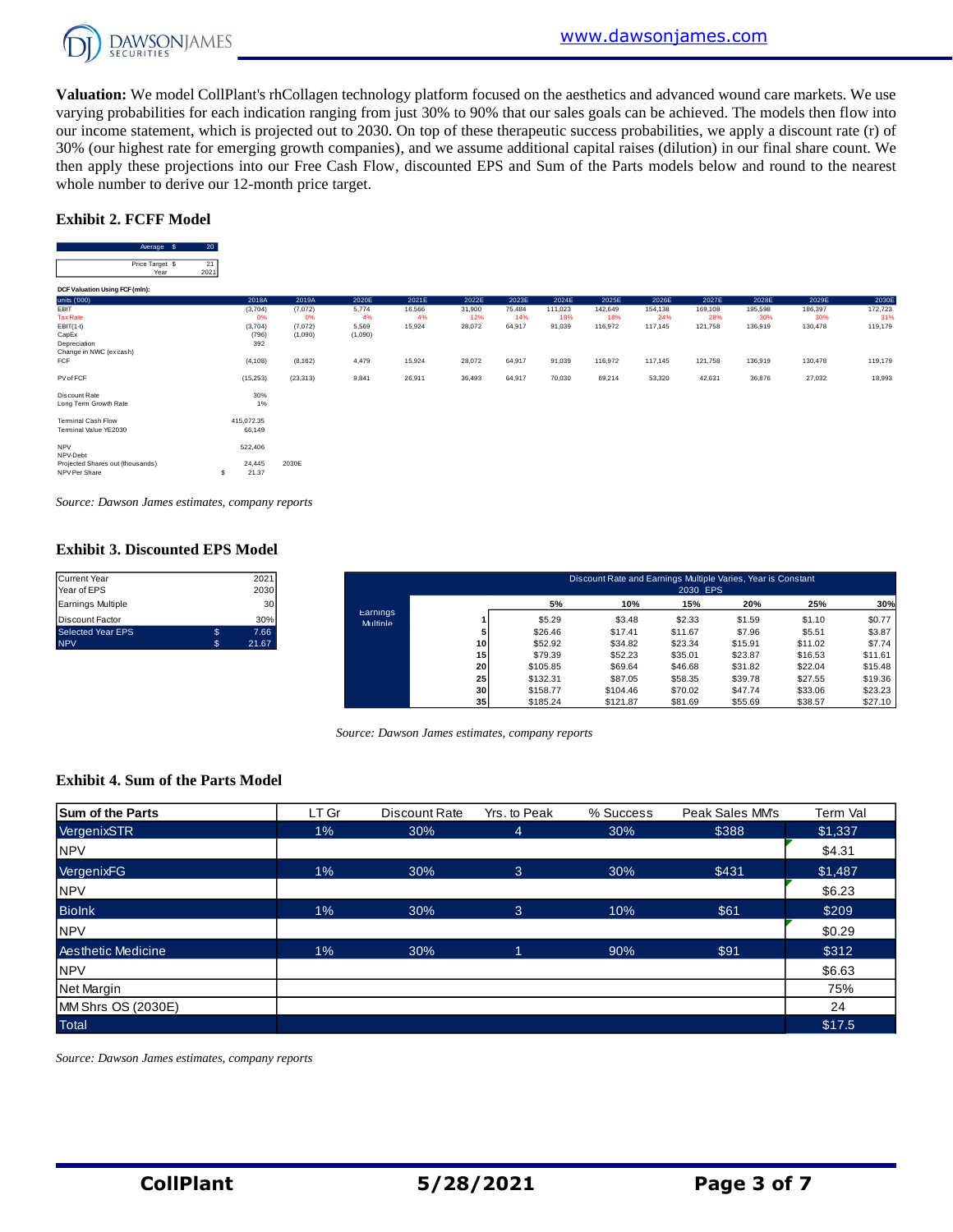**Valuation:** We model CollPlant's rhCollagen technology platform focused on the aesthetics and advanced wound care markets. We use varying probabilities for each indication ranging from just 30% to 90% that our sales goals can be achieved. The models then flow into our income statement, which is projected out to 2030. On top of these therapeutic success probabilities, we apply a discount rate (r) of 30% (our highest rate for emerging growth companies), and we assume additional capital raises (dilution) in our final share count. We then apply these projections into our Free Cash Flow, discounted EPS and Sum of the Parts models below and round to the nearest whole number to derive our 12-month price target.

### Exhibit 2. FCFF Model

| | | |
|---|---|---|
| Average | $ | 20 |

| | | |
|---|---|---|
| Price Target | $ | 21 |
| Year | | 2021 |

**DCF Valuation Using FCF (mln):**

| units ('000) | 2018A | 2019A | 2020E | 2021E | 2022E | 2023E | 2024E | 2025E | 2026E | 2027E | 2028E | 2029E | 2030E |
|---|---|---|---|---|---|---|---|---|---|---|---|---|---|
| EBIT | (3,704) | (7,072) | 5,774 | 16,566 | 31,900 | 75,484 | 111,023 | 142,649 | 154,138 | 169,108 | 195,598 | 186,397 | 172,723 |
| Tax Rate | 0% | 0% | 4% | 4% | 12% | 14% | 18% | 18% | 24% | 28% | 30% | 30% | 31% |
| EBIT(1-t) | (3,704) | (7,072) | 5,569 | 15,924 | 28,072 | 64,917 | 91,039 | 116,972 | 117,145 | 121,758 | 136,919 | 130,478 | 119,179 |
| CapEx | (796) | (1,090) | (1,090) | | | | | | | | | | |
| Depreciation | 392 | | | | | | | | | | | | |
| Change in NWC (ex cash) | | | | | | | | | | | | | |
| FCF | (4,108) | (8,162) | 4,479 | 15,924 | 28,072 | 64,917 | 91,039 | 116,972 | 117,145 | 121,758 | 136,919 | 130,478 | 119,179 |
| | | | | | | | | | | | | | |
| PV of FCF | (15,253) | (23,313) | 9,841 | 26,911 | 36,493 | 64,917 | 70,030 | 69,214 | 53,320 | 42,631 | 36,876 | 27,032 | 18,993 |

| | | |
|---|---|---|
| Discount Rate | 30% | |
| Long Term Growth Rate | 1% | |
| | | |
| Terminal Cash Flow | 415,072.35 | |
| Terminal Value YE2030 | 66,149 | |
| | | |
| NPV | 522,406 | |
| NPV-Debt | | |
| Projected Shares out (thousands) | 24,445 | 2030E |
| NPV Per Share | $ 21.37 | |

*Source: Dawson James estimates, company reports*

### Exhibit 3. Discounted EPS Model

| | | |
|---|---|---|
| Current Year | | 2021 |
| Year of EPS | | 2030 |
| Earnings Multiple | | 30 |
| Discount Factor | | 30% |
| Selected Year EPS | $ | 7.66 |
| NPV | $ | 21.67 |

Discount Rate and Earnings Multiple Varies, Year is Constant — 2030 EPS

| Earnings Multiple | 5% | 10% | 15% | 20% | 25% | 30% |
|---|---|---|---|---|---|---|
| 1 | $5.29 | $3.48 | $2.33 | $1.59 | $1.10 | $0.77 |
| 5 | $26.46 | $17.41 | $11.67 | $7.96 | $5.51 | $3.87 |
| 10 | $52.92 | $34.82 | $23.34 | $15.91 | $11.02 | $7.74 |
| 15 | $79.39 | $52.23 | $35.01 | $23.87 | $16.53 | $11.61 |
| 20 | $105.85 | $69.64 | $46.68 | $31.82 | $22.04 | $15.48 |
| 25 | $132.31 | $87.05 | $58.35 | $39.78 | $27.55 | $19.36 |
| 30 | $158.77 | $104.46 | $70.02 | $47.74 | $33.06 | $23.23 |
| 35 | $185.24 | $121.87 | $81.69 | $55.69 | $38.57 | $27.10 |

*Source: Dawson James estimates, company reports*

### Exhibit 4. Sum of the Parts Model

| Sum of the Parts | LT Gr | Discount Rate | Yrs. to Peak | % Success | Peak Sales MM's | Term Val |
|---|---|---|---|---|---|---|
| VergenixSTR | 1% | 30% | 4 | 30% | $388 | $1,337 |
| NPV | | | | | | $4.31 |
| VergenixFG | 1% | 30% | 3 | 30% | $431 | $1,487 |
| NPV | | | | | | $6.23 |
| BioInk | 1% | 30% | 3 | 10% | $61 | $209 |
| NPV | | | | | | $0.29 |
| Aesthetic Medicine | 1% | 30% | 1 | 90% | $91 | $312 |
| NPV | | | | | | $6.63 |
| Net Margin | | | | | | 75% |
| MM Shrs OS (2030E) | | | | | | 24 |
| Total | | | | | | $17.5 |

*Source: Dawson James estimates, company reports*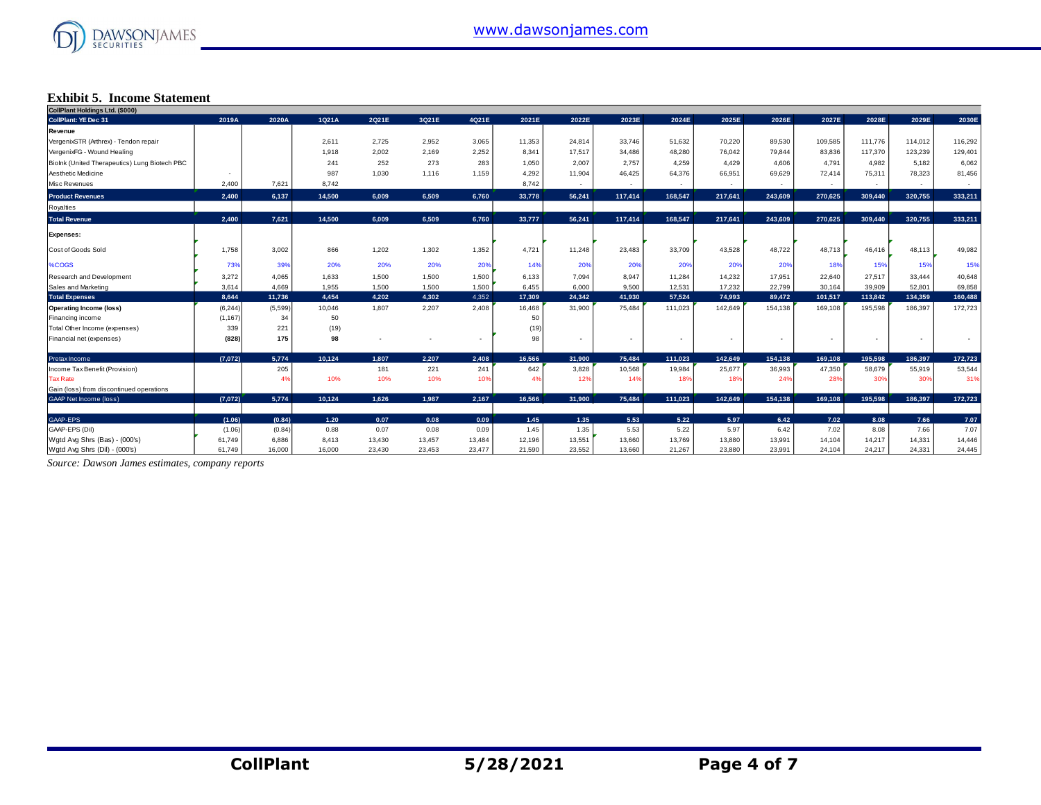**Exhibit 5. Income Statement**

| CollPlant Holdings Ltd. ($000) | | | | | | | | | | | | | | | | | |
|---|---|---|---|---|---|---|---|---|---|---|---|---|---|---|---|---|---|
| CollPlant: YE Dec 31 | 2019A | 2020A | 1Q21A | 2Q21E | 3Q21E | 4Q21E | 2021E | 2022E | 2023E | 2024E | 2025E | 2026E | 2027E | 2028E | 2029E | 2030E |
| **Revenue** | | | | | | | | | | | | | | | | |
| VergenixSTR (Arthrex) - Tendon repair | | | 2,611 | 2,725 | 2,952 | 3,065 | 11,353 | 24,814 | 33,746 | 51,632 | 70,220 | 89,530 | 109,585 | 111,776 | 114,012 | 116,292 |
| VergenixFG - Wound Healing | | | 1,918 | 2,002 | 2,169 | 2,252 | 8,341 | 17,517 | 34,486 | 48,280 | 76,042 | 79,844 | 83,836 | 117,370 | 123,239 | 129,401 |
| BioInk (United Therapeutics) Lung Biotech PBC | | | 241 | 252 | 273 | 283 | 1,050 | 2,007 | 2,757 | 4,259 | 4,429 | 4,606 | 4,791 | 4,982 | 5,182 | 6,062 |
| Aesthetic Medicine | - | | 987 | 1,030 | 1,116 | 1,159 | 4,292 | 11,904 | 46,425 | 64,376 | 66,951 | 69,629 | 72,414 | 75,311 | 78,323 | 81,456 |
| Misc Revenues | 2,400 | 7,621 | 8,742 | | | | 8,742 | - | - | - | - | - | - | - | - | - |
| **Product Revenues** | **2,400** | **6,137** | **14,500** | **6,009** | **6,509** | **6,760** | **33,778** | **56,241** | **117,414** | **168,547** | **217,641** | **243,609** | **270,625** | **309,440** | **320,755** | **333,211** |
| Royalties | | | | | | | | | | | | | | | | |
| **Total Revenue** | **2,400** | **7,621** | **14,500** | **6,009** | **6,509** | **6,760** | **33,777** | **56,241** | **117,414** | **168,547** | **217,641** | **243,609** | **270,625** | **309,440** | **320,755** | **333,211** |
| **Expenses:** | | | | | | | | | | | | | | | | |
| Cost of Goods Sold | 1,758 | 3,002 | 866 | 1,202 | 1,302 | 1,352 | 4,721 | 11,248 | 23,483 | 33,709 | 43,528 | 48,722 | 48,713 | 46,416 | 48,113 | 49,982 |
| %COGS | 73% | 39% | 20% | 20% | 20% | 20% | 14% | 20% | 20% | 20% | 20% | 20% | 18% | 15% | 15% | 15% |
| Research and Development | 3,272 | 4,065 | 1,633 | 1,500 | 1,500 | 1,500 | 6,133 | 7,094 | 8,947 | 11,284 | 14,232 | 17,951 | 22,640 | 27,517 | 33,444 | 40,648 |
| Sales and Marketing | 3,614 | 4,669 | 1,955 | 1,500 | 1,500 | 1,500 | 6,455 | 6,000 | 9,500 | 12,531 | 17,232 | 22,799 | 30,164 | 39,909 | 52,801 | 69,858 |
| **Total Expenses** | **8,644** | **11,736** | **4,454** | **4,202** | **4,302** | **4,352** | **17,309** | **24,342** | **41,930** | **57,524** | **74,993** | **89,472** | **101,517** | **113,842** | **134,359** | **160,488** |
| **Operating Income (loss)** | (6,244) | (5,599) | 10,046 | 1,807 | 2,207 | 2,408 | 16,468 | 31,900 | 75,484 | 111,023 | 142,649 | 154,138 | 169,108 | 195,598 | 186,397 | 172,723 |
| Financing income | (1,167) | 34 | 50 | | | | 50 | | | | | | | | | |
| Total Other Income (expenses) | 339 | 221 | (19) | | | | (19) | | | | | | | | | |
| Financial net (expenses) | **(828)** | **175** | **98** | - | - | - | 98 | - | - | - | - | - | - | - | - | - |
| Pretax Income | **(7,072)** | **5,774** | **10,124** | **1,807** | **2,207** | **2,408** | **16,566** | **31,900** | **75,484** | **111,023** | **142,649** | **154,138** | **169,108** | **195,598** | **186,397** | **172,723** |
| Income Tax Benefit (Provision) | | 205 | | 181 | 221 | 241 | 642 | 3,828 | 10,568 | 19,984 | 25,677 | 36,993 | 47,350 | 58,679 | 55,919 | 53,544 |
| Tax Rate | | 4% | 10% | 10% | 10% | 10% | 4% | 12% | 14% | 18% | 18% | 24% | 28% | 30% | 30% | 31% |
| Gain (loss) from discontinued operations | | | | | | | | | | | | | | | | |
| GAAP Net Income (loss) | **(7,072)** | **5,774** | **10,124** | **1,626** | **1,987** | **2,167** | **16,566** | **31,900** | **75,484** | **111,023** | **142,649** | **154,138** | **169,108** | **195,598** | **186,397** | **172,723** |
| GAAP-EPS | **(1.06)** | **(0.84)** | **1.20** | **0.07** | **0.08** | **0.09** | **1.45** | **1.35** | **5.53** | **5.22** | **5.97** | **6.42** | **7.02** | **8.08** | **7.66** | **7.07** |
| GAAP-EPS (Dil) | (1.06) | (0.84) | 0.88 | 0.07 | 0.08 | 0.09 | 1.45 | 1.35 | 5.53 | 5.22 | 5.97 | 6.42 | 7.02 | 8.08 | 7.66 | 7.07 |
| Wgtd Avg Shrs (Bas) - (000's) | 61,749 | 6,886 | 8,413 | 13,430 | 13,457 | 13,484 | 12,196 | 13,551 | 13,660 | 13,769 | 13,880 | 13,991 | 14,104 | 14,217 | 14,331 | 14,446 |
| Wgtd Avg Shrs (Dil) - (000's) | 61,749 | 16,000 | 16,000 | 23,430 | 23,453 | 23,477 | 21,590 | 23,552 | 13,660 | 21,267 | 23,880 | 23,991 | 24,104 | 24,217 | 24,331 | 24,445 |

*Source: Dawson James estimates, company reports*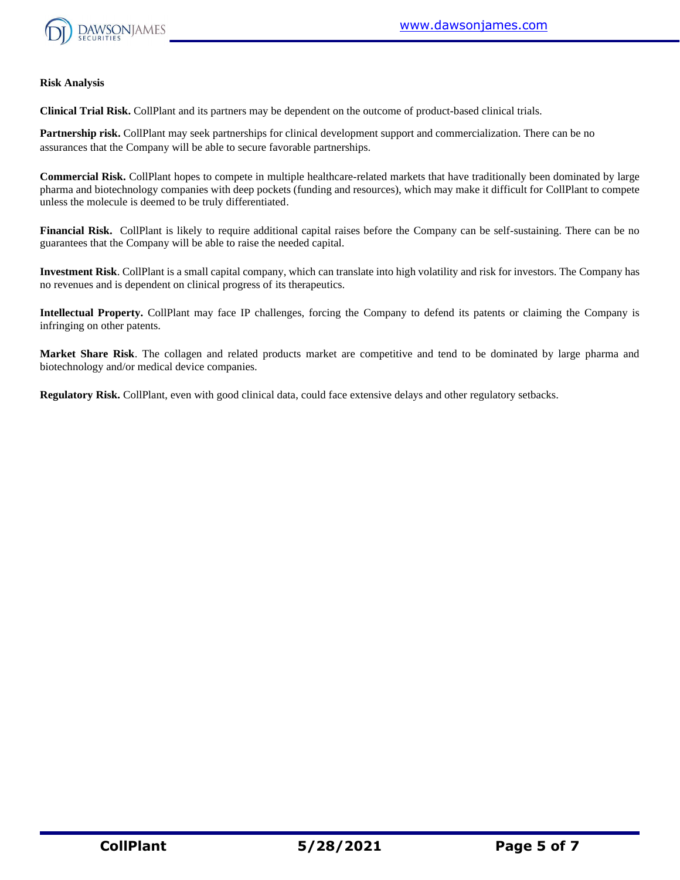**Risk Analysis**

**Clinical Trial Risk.** CollPlant and its partners may be dependent on the outcome of product-based clinical trials.

**Partnership risk.** CollPlant may seek partnerships for clinical development support and commercialization. There can be no assurances that the Company will be able to secure favorable partnerships.

**Commercial Risk.** CollPlant hopes to compete in multiple healthcare-related markets that have traditionally been dominated by large pharma and biotechnology companies with deep pockets (funding and resources), which may make it difficult for CollPlant to compete unless the molecule is deemed to be truly differentiated.

**Financial Risk.** CollPlant is likely to require additional capital raises before the Company can be self-sustaining. There can be no guarantees that the Company will be able to raise the needed capital.

**Investment Risk**. CollPlant is a small capital company, which can translate into high volatility and risk for investors. The Company has no revenues and is dependent on clinical progress of its therapeutics.

**Intellectual Property.** CollPlant may face IP challenges, forcing the Company to defend its patents or claiming the Company is infringing on other patents.

**Market Share Risk**. The collagen and related products market are competitive and tend to be dominated by large pharma and biotechnology and/or medical device companies.

**Regulatory Risk.** CollPlant, even with good clinical data, could face extensive delays and other regulatory setbacks.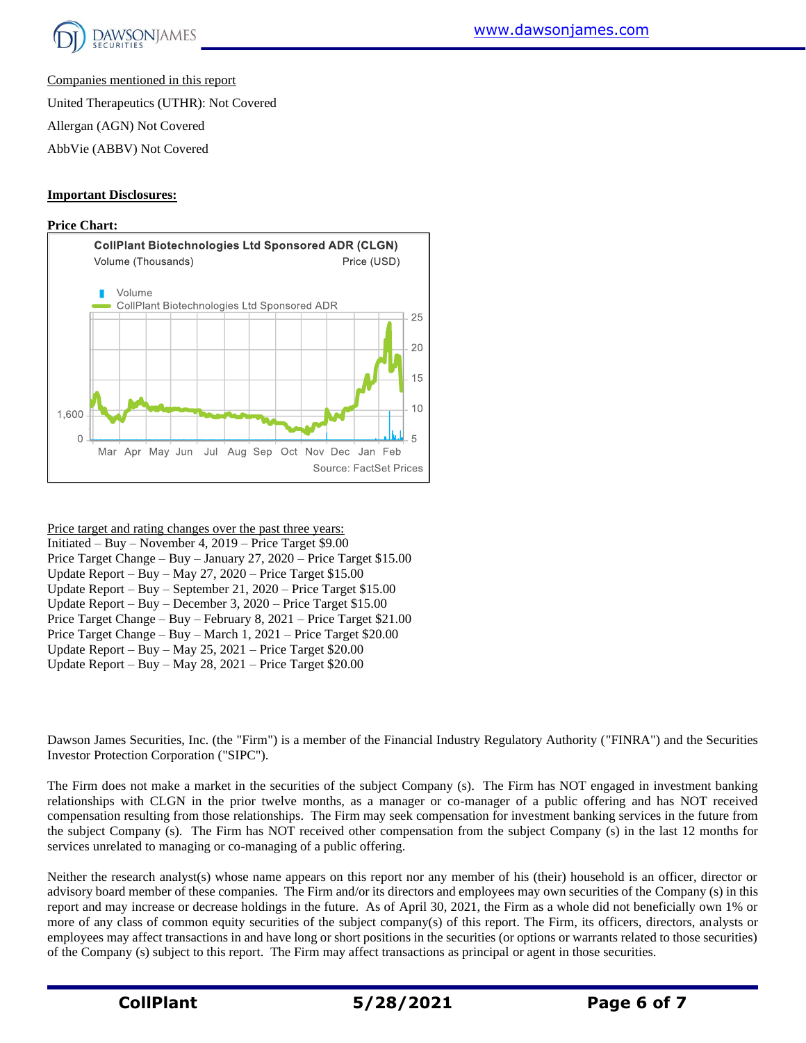Companies mentioned in this report

United Therapeutics (UTHR): Not Covered

Allergan (AGN) Not Covered

AbbVie (ABBV) Not Covered

**Important Disclosures:**

**Price Chart:**

CollPlant Biotechnologies Ltd Sponsored ADR (CLGN)

Volume (Thousands) Price (USD)

Source: FactSet Prices

Price target and rating changes over the past three years:

Initiated – Buy – November 4, 2019 – Price Target $9.00
Price Target Change – Buy – January 27, 2020 – Price Target $15.00
Update Report – Buy – May 27, 2020 – Price Target $15.00
Update Report – Buy – September 21, 2020 – Price Target $15.00
Update Report – Buy – December 3, 2020 – Price Target $15.00
Price Target Change – Buy – February 8, 2021 – Price Target $21.00
Price Target Change – Buy – March 1, 2021 – Price Target $20.00
Update Report – Buy – May 25, 2021 – Price Target $20.00
Update Report – Buy – May 28, 2021 – Price Target $20.00

Dawson James Securities, Inc. (the "Firm") is a member of the Financial Industry Regulatory Authority ("FINRA") and the Securities Investor Protection Corporation ("SIPC").

The Firm does not make a market in the securities of the subject Company (s). The Firm has NOT engaged in investment banking relationships with CLGN in the prior twelve months, as a manager or co-manager of a public offering and has NOT received compensation resulting from those relationships. The Firm may seek compensation for investment banking services in the future from the subject Company (s). The Firm has NOT received other compensation from the subject Company (s) in the last 12 months for services unrelated to managing or co-managing of a public offering.

Neither the research analyst(s) whose name appears on this report nor any member of his (their) household is an officer, director or advisory board member of these companies. The Firm and/or its directors and employees may own securities of the Company (s) in this report and may increase or decrease holdings in the future. As of April 30, 2021, the Firm as a whole did not beneficially own 1% or more of any class of common equity securities of the subject company(s) of this report. The Firm, its officers, directors, analysts or employees may affect transactions in and have long or short positions in the securities (or options or warrants related to those securities) of the Company (s) subject to this report. The Firm may affect transactions as principal or agent in those securities.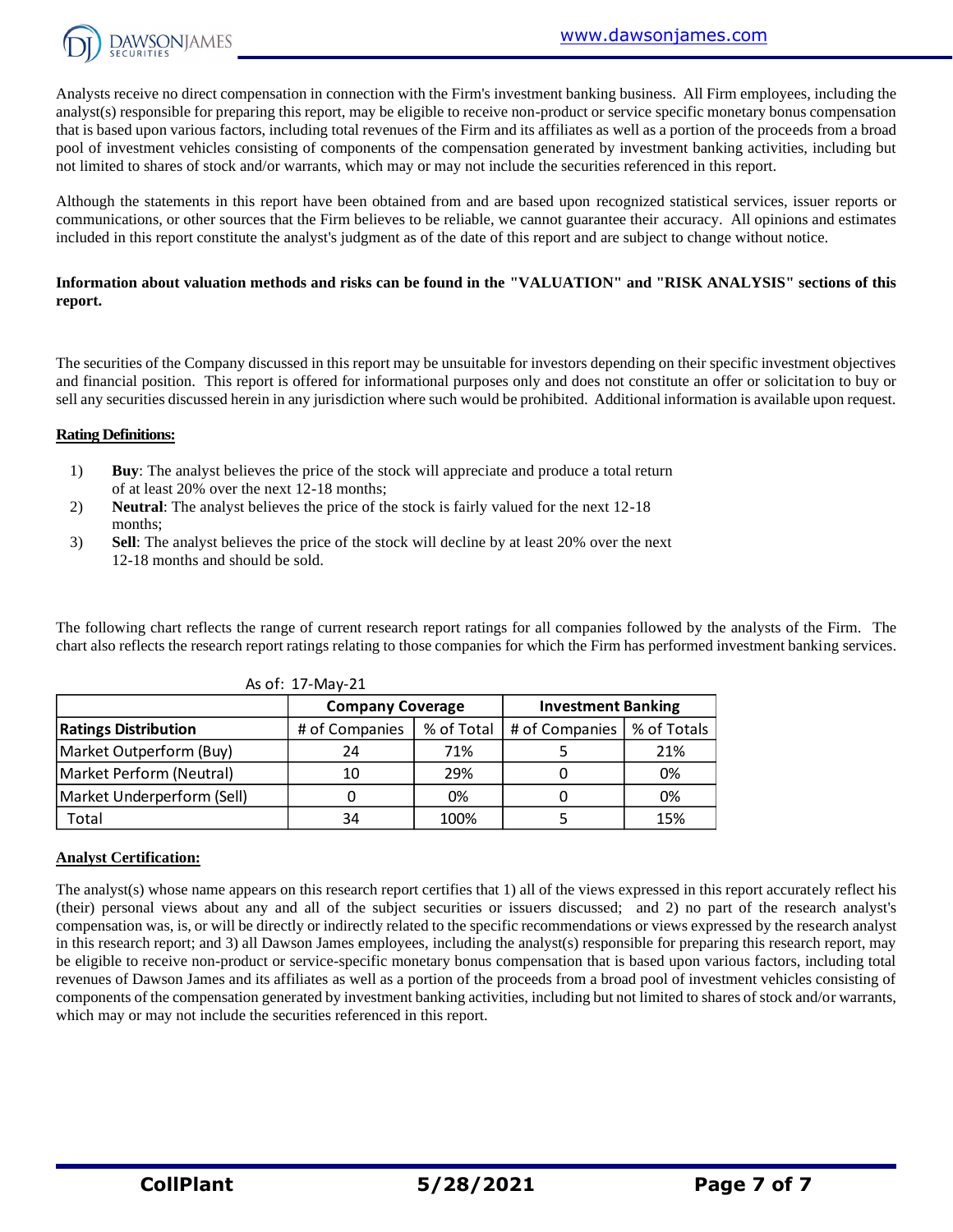Analysts receive no direct compensation in connection with the Firm's investment banking business. All Firm employees, including the analyst(s) responsible for preparing this report, may be eligible to receive non-product or service specific monetary bonus compensation that is based upon various factors, including total revenues of the Firm and its affiliates as well as a portion of the proceeds from a broad pool of investment vehicles consisting of components of the compensation generated by investment banking activities, including but not limited to shares of stock and/or warrants, which may or may not include the securities referenced in this report.

Although the statements in this report have been obtained from and are based upon recognized statistical services, issuer reports or communications, or other sources that the Firm believes to be reliable, we cannot guarantee their accuracy. All opinions and estimates included in this report constitute the analyst's judgment as of the date of this report and are subject to change without notice.

**Information about valuation methods and risks can be found in the "VALUATION" and "RISK ANALYSIS" sections of this report.**

The securities of the Company discussed in this report may be unsuitable for investors depending on their specific investment objectives and financial position. This report is offered for informational purposes only and does not constitute an offer or solicitation to buy or sell any securities discussed herein in any jurisdiction where such would be prohibited. Additional information is available upon request.

**Rating Definitions:**

1) **Buy**: The analyst believes the price of the stock will appreciate and produce a total return of at least 20% over the next 12-18 months;
2) **Neutral**: The analyst believes the price of the stock is fairly valued for the next 12-18 months;
3) **Sell**: The analyst believes the price of the stock will decline by at least 20% over the next 12-18 months and should be sold.

The following chart reflects the range of current research report ratings for all companies followed by the analysts of the Firm. The chart also reflects the research report ratings relating to those companies for which the Firm has performed investment banking services.

As of: 17-May-21

| | Company Coverage | | Investment Banking | |
|---|---|---|---|---|
| **Ratings Distribution** | # of Companies | % of Total | # of Companies | % of Totals |
| Market Outperform (Buy) | 24 | 71% | 5 | 21% |
| Market Perform (Neutral) | 10 | 29% | 0 | 0% |
| Market Underperform (Sell) | 0 | 0% | 0 | 0% |
| Total | 34 | 100% | 5 | 15% |

**Analyst Certification:**

The analyst(s) whose name appears on this research report certifies that 1) all of the views expressed in this report accurately reflect his (their) personal views about any and all of the subject securities or issuers discussed; and 2) no part of the research analyst's compensation was, is, or will be directly or indirectly related to the specific recommendations or views expressed by the research analyst in this research report; and 3) all Dawson James employees, including the analyst(s) responsible for preparing this research report, may be eligible to receive non-product or service-specific monetary bonus compensation that is based upon various factors, including total revenues of Dawson James and its affiliates as well as a portion of the proceeds from a broad pool of investment vehicles consisting of components of the compensation generated by investment banking activities, including but not limited to shares of stock and/or warrants, which may or may not include the securities referenced in this report.